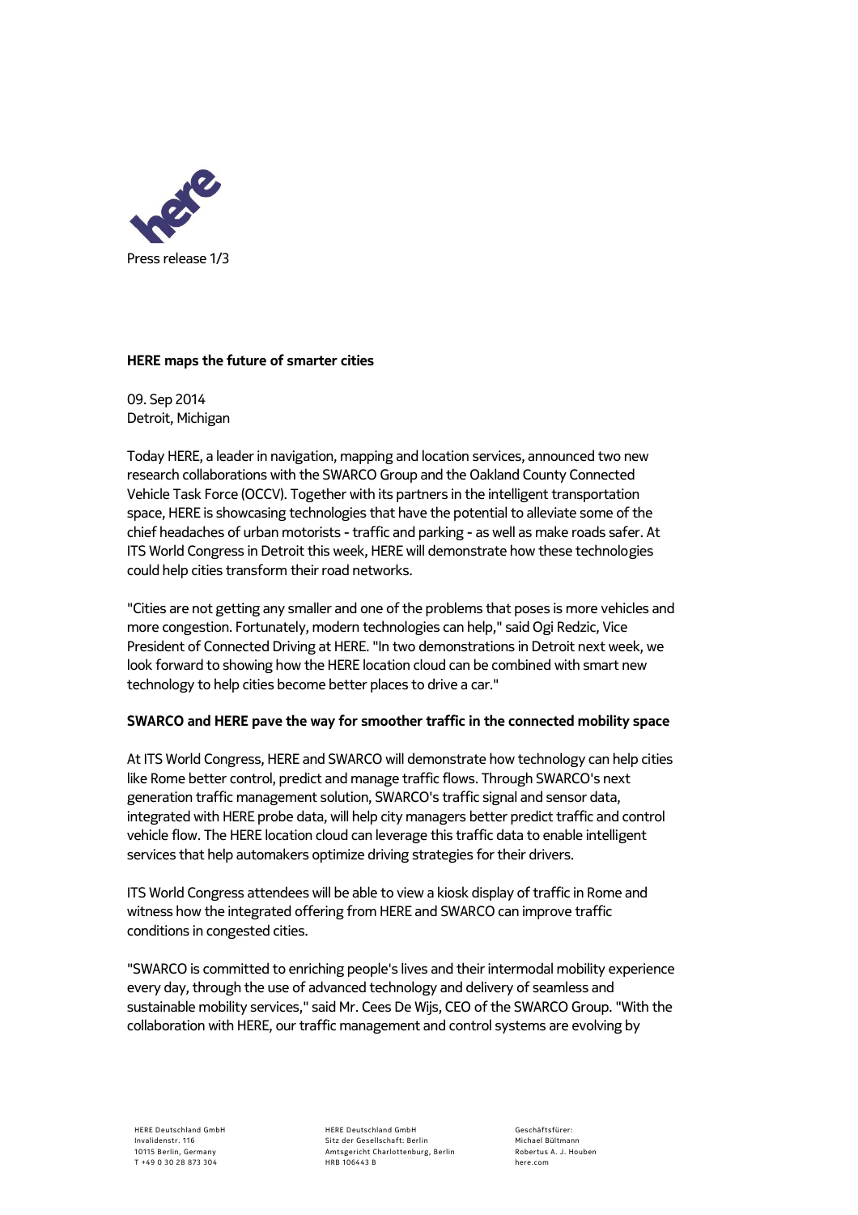Press release

**HERE maps the future of smarter cities**

09. Sep 2014
Detroit, Michigan

Today HERE, a leader in navigation, mapping and location services, announced two new research collaborations with the SWARCO Group and the Oakland County Connected Vehicle Task Force (OCCV). Together with its partners in the intelligent transportation space, HERE is showcasing technologies that have the potential to alleviate some of the chief headaches of urban motorists - traffic and parking - as well as make roads safer. At ITS World Congress in Detroit this week, HERE will demonstrate how these technologies could help cities transform their road networks.

"Cities are not getting any smaller and one of the problems that poses is more vehicles and more congestion. Fortunately, modern technologies can help," said Ogi Redzic, Vice President of Connected Driving at HERE. "In two demonstrations in Detroit next week, we look forward to showing how the HERE location cloud can be combined with smart new technology to help cities become better places to drive a car."

**SWARCO and HERE pave the way for smoother traffic in the connected mobility space**

At ITS World Congress, HERE and SWARCO will demonstrate how technology can help cities like Rome better control, predict and manage traffic flows. Through SWARCO's next generation traffic management solution, SWARCO's traffic signal and sensor data, integrated with HERE probe data, will help city managers better predict traffic and control vehicle flow. The HERE location cloud can leverage this traffic data to enable intelligent services that help automakers optimize driving strategies for their drivers.

ITS World Congress attendees will be able to view a kiosk display of traffic in Rome and witness how the integrated offering from HERE and SWARCO can improve traffic conditions in congested cities.

"SWARCO is committed to enriching people's lives and their intermodal mobility experience every day, through the use of advanced technology and delivery of seamless and sustainable mobility services," said Mr. Cees De Wijs, CEO of the SWARCO Group. "With the collaboration with HERE, our traffic management and control systems are evolving by

HERE Deutschland GmbH
Invalidenstr. 116
10115 Berlin, Germany
T +49 0 30 28 873 304

HERE Deutschland GmbH
Sitz der Gesellschaft: Berlin
Amtsgericht Charlottenburg, Berlin
HRB 106443 B

Geschäftsfürer:
Michael Bültmann
Robertus A. J. Houben
here.com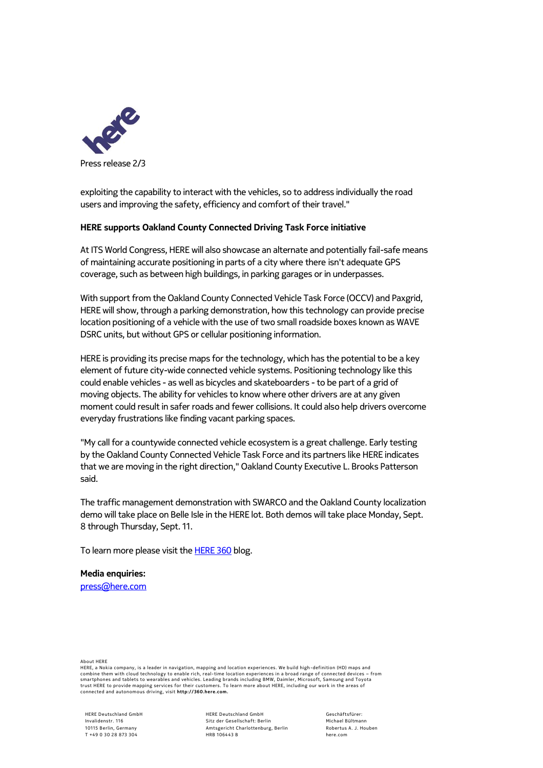exploiting the capability to interact with the vehicles, so to address individually the road users and improving the safety, efficiency and comfort of their travel."

**HERE supports Oakland County Connected Driving Task Force initiative**

At ITS World Congress, HERE will also showcase an alternate and potentially fail-safe means of maintaining accurate positioning in parts of a city where there isn't adequate GPS coverage, such as between high buildings, in parking garages or in underpasses.

With support from the Oakland County Connected Vehicle Task Force (OCCV) and Paxgrid, HERE will show, through a parking demonstration, how this technology can provide precise location positioning of a vehicle with the use of two small roadside boxes known as WAVE DSRC units, but without GPS or cellular positioning information.

HERE is providing its precise maps for the technology, which has the potential to be a key element of future city-wide connected vehicle systems. Positioning technology like this could enable vehicles - as well as bicycles and skateboarders - to be part of a grid of moving objects. The ability for vehicles to know where other drivers are at any given moment could result in safer roads and fewer collisions. It could also help drivers overcome everyday frustrations like finding vacant parking spaces.

"My call for a countywide connected vehicle ecosystem is a great challenge. Early testing by the Oakland County Connected Vehicle Task Force and its partners like HERE indicates that we are moving in the right direction," Oakland County Executive L. Brooks Patterson said.

The traffic management demonstration with SWARCO and the Oakland County localization demo will take place on Belle Isle in the HERE lot. Both demos will take place Monday, Sept. 8 through Thursday, Sept. 11.

To learn more please visit the HERE 360 blog.

**Media enquiries:**
press@here.com

About HERE
HERE, a Nokia company, is a leader in navigation, mapping and location experiences. We build high-definition (HD) maps and combine them with cloud technology to enable rich, real-time location experiences in a broad range of connected devices – from smartphones and tablets to wearables and vehicles. Leading brands including BMW, Daimler, Microsoft, Samsung and Toyota trust HERE to provide mapping services for their customers. To learn more about HERE, including our work in the areas of connected and autonomous driving, visit **http://360.here.com**.

HERE Deutschland GmbH
Invalidenstr. 116
10115 Berlin, Germany
T +49 0 30 28 873 304

HERE Deutschland GmbH
Sitz der Gesellschaft: Berlin
Amtsgericht Charlottenburg, Berlin
HRB 106443 B

Geschäftsfürer:
Michael Bültmann
Robertus A. J. Houben
here.com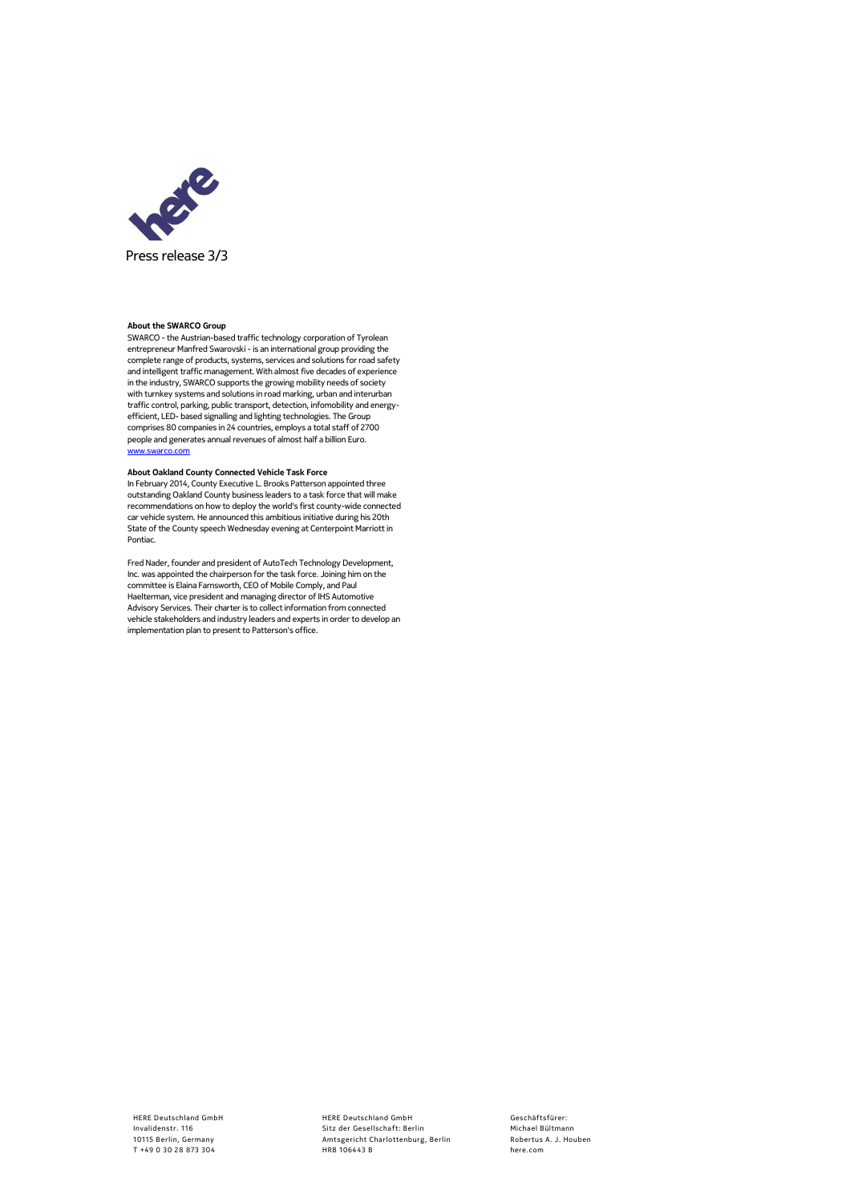Press release 3/3

**About the SWARCO Group**

SWARCO - the Austrian-based traffic technology corporation of Tyrolean entrepreneur Manfred Swarovski - is an international group providing the complete range of products, systems, services and solutions for road safety and intelligent traffic management. With almost five decades of experience in the industry, SWARCO supports the growing mobility needs of society with turnkey systems and solutions in road marking, urban and interurban traffic control, parking, public transport, detection, infomobility and energy-efficient, LED- based signalling and lighting technologies. The Group comprises 80 companies in 24 countries, employs a total staff of 2700 people and generates annual revenues of almost half a billion Euro.
www.swarco.com

**About Oakland County Connected Vehicle Task Force**

In February 2014, County Executive L. Brooks Patterson appointed three outstanding Oakland County business leaders to a task force that will make recommendations on how to deploy the world's first county-wide connected car vehicle system. He announced this ambitious initiative during his 20th State of the County speech Wednesday evening at Centerpoint Marriott in Pontiac.

Fred Nader, founder and president of AutoTech Technology Development, Inc. was appointed the chairperson for the task force. Joining him on the committee is Elaina Farnsworth, CEO of Mobile Comply, and Paul Haelterman, vice president and managing director of IHS Automotive Advisory Services. Their charter is to collect information from connected vehicle stakeholders and industry leaders and experts in order to develop an implementation plan to present to Patterson's office.

HERE Deutschland GmbH
Invalidenstr. 116
10115 Berlin, Germany
T +49 0 30 28 873 304

HERE Deutschland GmbH
Sitz der Gesellschaft: Berlin
Amtsgericht Charlottenburg, Berlin
HRB 106443 B

Geschäftsfürer:
Michael Bültmann
Robertus A. J. Houben
here.com